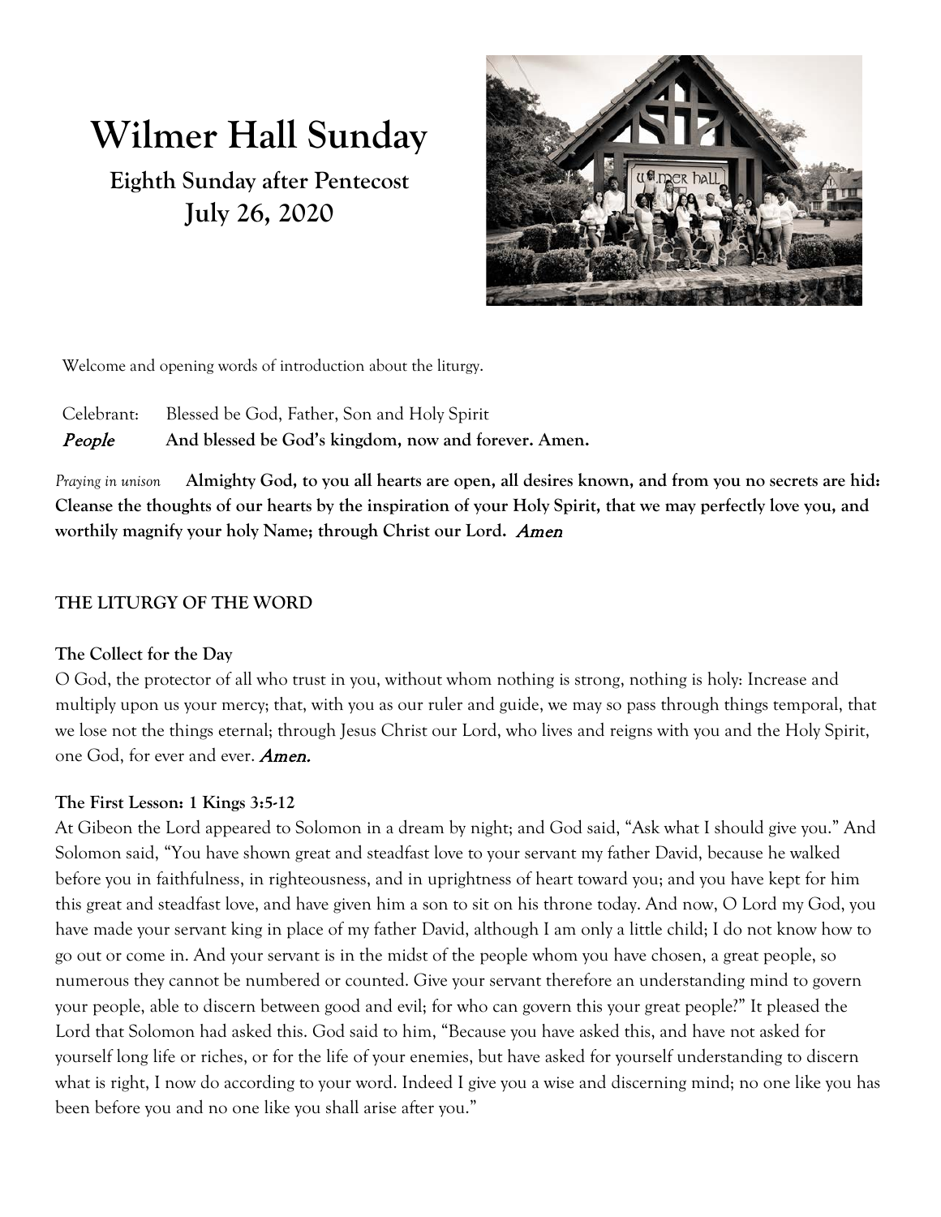# Wilmer Hall Sunday

## Eighth Sunday after Pentecost
## July 26, 2020

Welcome and opening words of introduction about the liturgy.

Celebrant: Blessed be God, Father, Son and Holy Spirit
*People* **And blessed be God's kingdom, now and forever. Amen.**

*Praying in unison* **Almighty God, to you all hearts are open, all desires known, and from you no secrets are hid: Cleanse the thoughts of our hearts by the inspiration of your Holy Spirit, that we may perfectly love you, and worthily magnify your holy Name; through Christ our Lord.** *Amen*

### THE LITURGY OF THE WORD

**The Collect for the Day**

O God, the protector of all who trust in you, without whom nothing is strong, nothing is holy: Increase and multiply upon us your mercy; that, with you as our ruler and guide, we may so pass through things temporal, that we lose not the things eternal; through Jesus Christ our Lord, who lives and reigns with you and the Holy Spirit, one God, for ever and ever. ***Amen.***

**The First Lesson: 1 Kings 3:5-12**

At Gibeon the Lord appeared to Solomon in a dream by night; and God said, "Ask what I should give you." And Solomon said, "You have shown great and steadfast love to your servant my father David, because he walked before you in faithfulness, in righteousness, and in uprightness of heart toward you; and you have kept for him this great and steadfast love, and have given him a son to sit on his throne today. And now, O Lord my God, you have made your servant king in place of my father David, although I am only a little child; I do not know how to go out or come in. And your servant is in the midst of the people whom you have chosen, a great people, so numerous they cannot be numbered or counted. Give your servant therefore an understanding mind to govern your people, able to discern between good and evil; for who can govern this your great people?" It pleased the Lord that Solomon had asked this. God said to him, "Because you have asked this, and have not asked for yourself long life or riches, or for the life of your enemies, but have asked for yourself understanding to discern what is right, I now do according to your word. Indeed I give you a wise and discerning mind; no one like you has been before you and no one like you shall arise after you."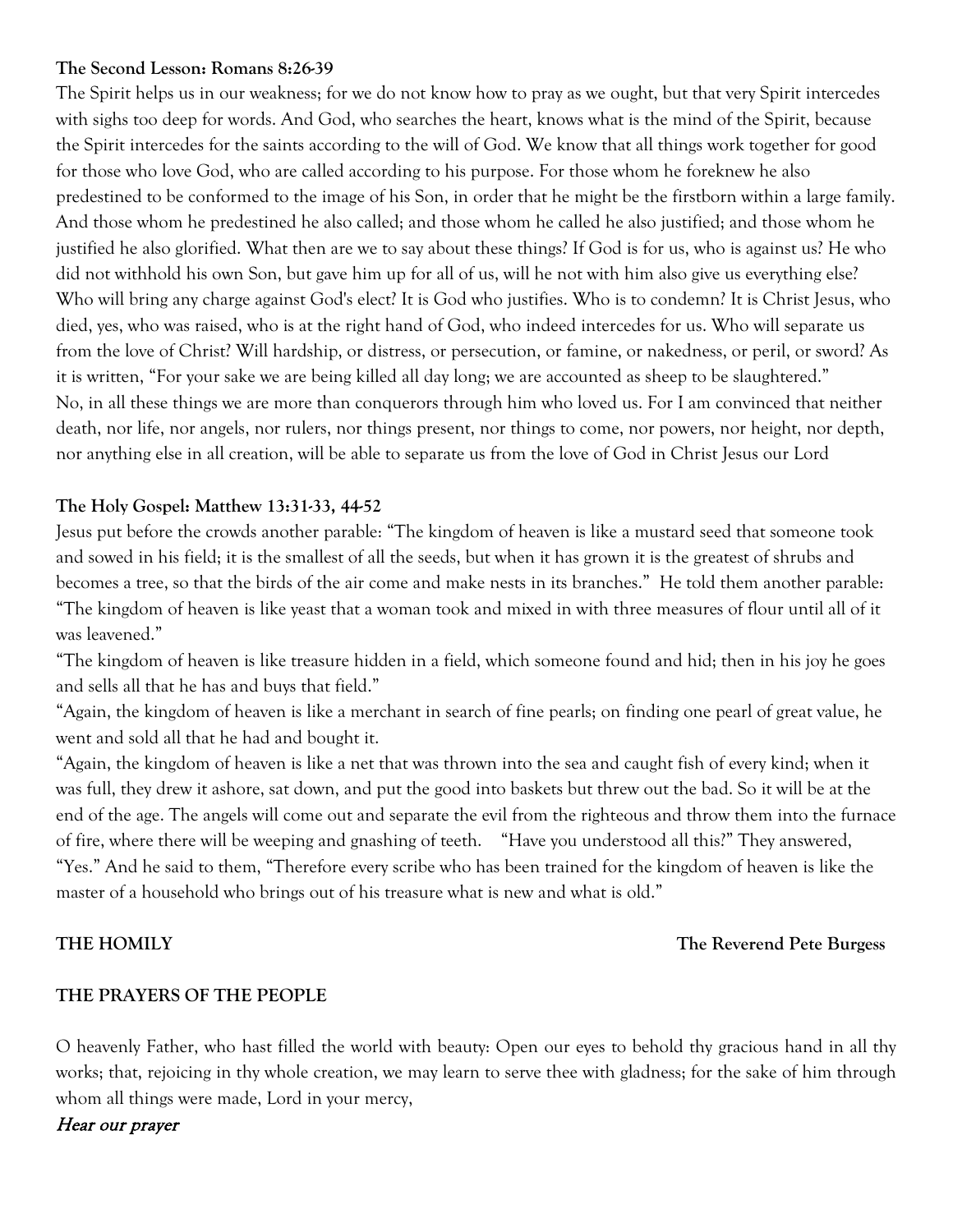**The Second Lesson: Romans 8:26-39**

The Spirit helps us in our weakness; for we do not know how to pray as we ought, but that very Spirit intercedes with sighs too deep for words. And God, who searches the heart, knows what is the mind of the Spirit, because the Spirit intercedes for the saints according to the will of God. We know that all things work together for good for those who love God, who are called according to his purpose. For those whom he foreknew he also predestined to be conformed to the image of his Son, in order that he might be the firstborn within a large family. And those whom he predestined he also called; and those whom he called he also justified; and those whom he justified he also glorified. What then are we to say about these things? If God is for us, who is against us? He who did not withhold his own Son, but gave him up for all of us, will he not with him also give us everything else? Who will bring any charge against God's elect? It is God who justifies. Who is to condemn? It is Christ Jesus, who died, yes, who was raised, who is at the right hand of God, who indeed intercedes for us. Who will separate us from the love of Christ? Will hardship, or distress, or persecution, or famine, or nakedness, or peril, or sword? As it is written, "For your sake we are being killed all day long; we are accounted as sheep to be slaughtered."
No, in all these things we are more than conquerors through him who loved us. For I am convinced that neither death, nor life, nor angels, nor rulers, nor things present, nor things to come, nor powers, nor height, nor depth, nor anything else in all creation, will be able to separate us from the love of God in Christ Jesus our Lord

**The Holy Gospel: Matthew 13:31-33, 44-52**

Jesus put before the crowds another parable: "The kingdom of heaven is like a mustard seed that someone took and sowed in his field; it is the smallest of all the seeds, but when it has grown it is the greatest of shrubs and becomes a tree, so that the birds of the air come and make nests in its branches." He told them another parable: "The kingdom of heaven is like yeast that a woman took and mixed in with three measures of flour until all of it was leavened."
"The kingdom of heaven is like treasure hidden in a field, which someone found and hid; then in his joy he goes and sells all that he has and buys that field."
"Again, the kingdom of heaven is like a merchant in search of fine pearls; on finding one pearl of great value, he went and sold all that he had and bought it.
"Again, the kingdom of heaven is like a net that was thrown into the sea and caught fish of every kind; when it was full, they drew it ashore, sat down, and put the good into baskets but threw out the bad. So it will be at the end of the age. The angels will come out and separate the evil from the righteous and throw them into the furnace of fire, where there will be weeping and gnashing of teeth. "Have you understood all this?" They answered, "Yes." And he said to them, "Therefore every scribe who has been trained for the kingdom of heaven is like the master of a household who brings out of his treasure what is new and what is old."

**THE HOMILY** **The Reverend Pete Burgess**

**THE PRAYERS OF THE PEOPLE**

O heavenly Father, who hast filled the world with beauty: Open our eyes to behold thy gracious hand in all thy works; that, rejoicing in thy whole creation, we may learn to serve thee with gladness; for the sake of him through whom all things were made, Lord in your mercy,

*Hear our prayer*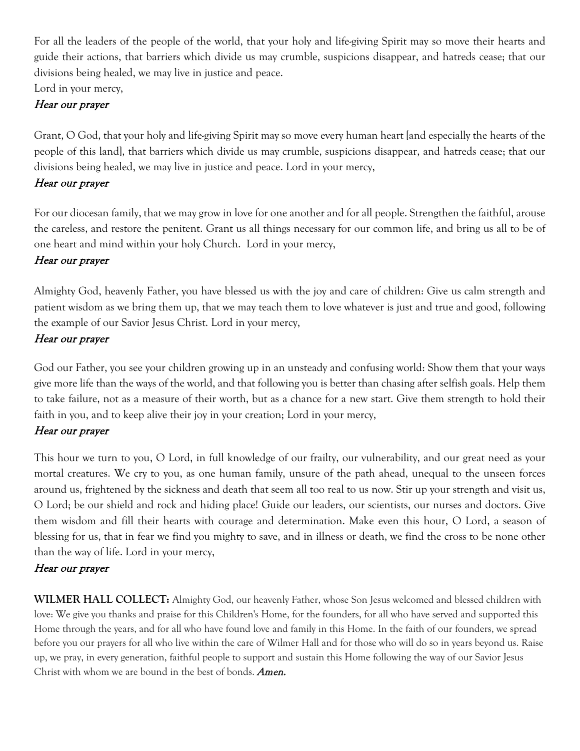For all the leaders of the people of the world, that your holy and life-giving Spirit may so move their hearts and guide their actions, that barriers which divide us may crumble, suspicions disappear, and hatreds cease; that our divisions being healed, we may live in justice and peace.
Lord in your mercy,

*Hear our prayer*

Grant, O God, that your holy and life-giving Spirit may so move every human heart [and especially the hearts of the people of this land], that barriers which divide us may crumble, suspicions disappear, and hatreds cease; that our divisions being healed, we may live in justice and peace. Lord in your mercy,

*Hear our prayer*

For our diocesan family, that we may grow in love for one another and for all people. Strengthen the faithful, arouse the careless, and restore the penitent. Grant us all things necessary for our common life, and bring us all to be of one heart and mind within your holy Church. Lord in your mercy,

*Hear our prayer*

Almighty God, heavenly Father, you have blessed us with the joy and care of children: Give us calm strength and patient wisdom as we bring them up, that we may teach them to love whatever is just and true and good, following the example of our Savior Jesus Christ. Lord in your mercy,

*Hear our prayer*

God our Father, you see your children growing up in an unsteady and confusing world: Show them that your ways give more life than the ways of the world, and that following you is better than chasing after selfish goals. Help them to take failure, not as a measure of their worth, but as a chance for a new start. Give them strength to hold their faith in you, and to keep alive their joy in your creation; Lord in your mercy,

*Hear our prayer*

This hour we turn to you, O Lord, in full knowledge of our frailty, our vulnerability, and our great need as your mortal creatures. We cry to you, as one human family, unsure of the path ahead, unequal to the unseen forces around us, frightened by the sickness and death that seem all too real to us now. Stir up your strength and visit us, O Lord; be our shield and rock and hiding place! Guide our leaders, our scientists, our nurses and doctors. Give them wisdom and fill their hearts with courage and determination. Make even this hour, O Lord, a season of blessing for us, that in fear we find you mighty to save, and in illness or death, we find the cross to be none other than the way of life. Lord in your mercy,

*Hear our prayer*

**WILMER HALL COLLECT:** Almighty God, our heavenly Father, whose Son Jesus welcomed and blessed children with love: We give you thanks and praise for this Children's Home, for the founders, for all who have served and supported this Home through the years, and for all who have found love and family in this Home. In the faith of our founders, we spread before you our prayers for all who live within the care of Wilmer Hall and for those who will do so in years beyond us. Raise up, we pray, in every generation, faithful people to support and sustain this Home following the way of our Savior Jesus Christ with whom we are bound in the best of bonds. ***Amen.***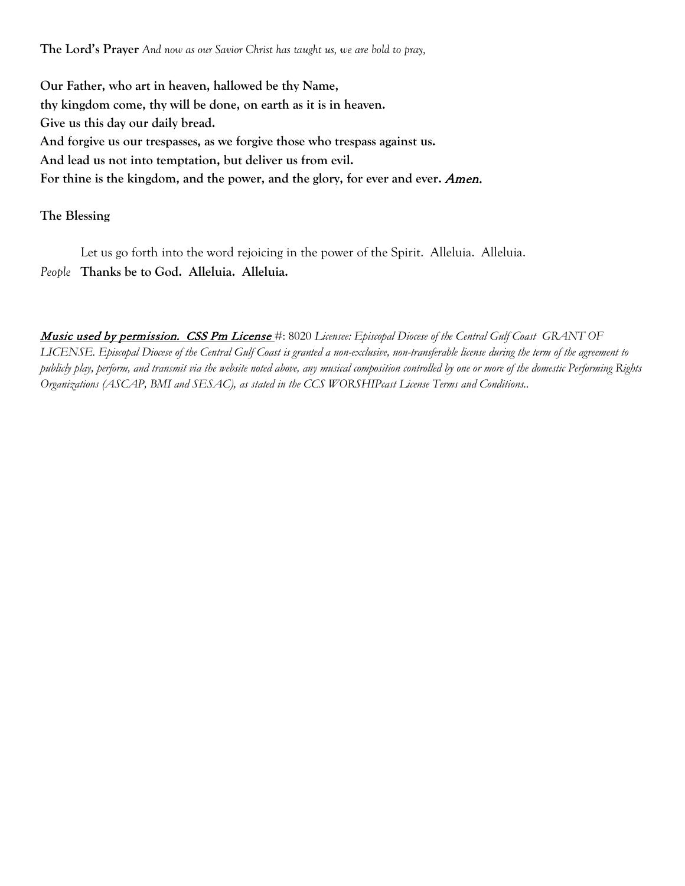**The Lord's Prayer** *And now as our Savior Christ has taught us, we are bold to pray,*

**Our Father, who art in heaven, hallowed be thy Name,**
**thy kingdom come, thy will be done, on earth as it is in heaven.**
**Give us this day our daily bread.**
**And forgive us our trespasses, as we forgive those who trespass against us.**
**And lead us not into temptation, but deliver us from evil.**
**For thine is the kingdom, and the power, and the glory, for ever and ever.** *Amen.*

**The Blessing**

Let us go forth into the word rejoicing in the power of the Spirit. Alleluia. Alleluia.
*People* **Thanks be to God. Alleluia. Alleluia.**

***Music used by permission. CSS Pm License*** #: 8020 *Licensee: Episcopal Diocese of the Central Gulf Coast GRANT OF LICENSE. Episcopal Diocese of the Central Gulf Coast is granted a non-exclusive, non-transferable license during the term of the agreement to publicly play, perform, and transmit via the website noted above, any musical composition controlled by one or more of the domestic Performing Rights Organizations (ASCAP, BMI and SESAC), as stated in the CCS WORSHIPcast License Terms and Conditions..*